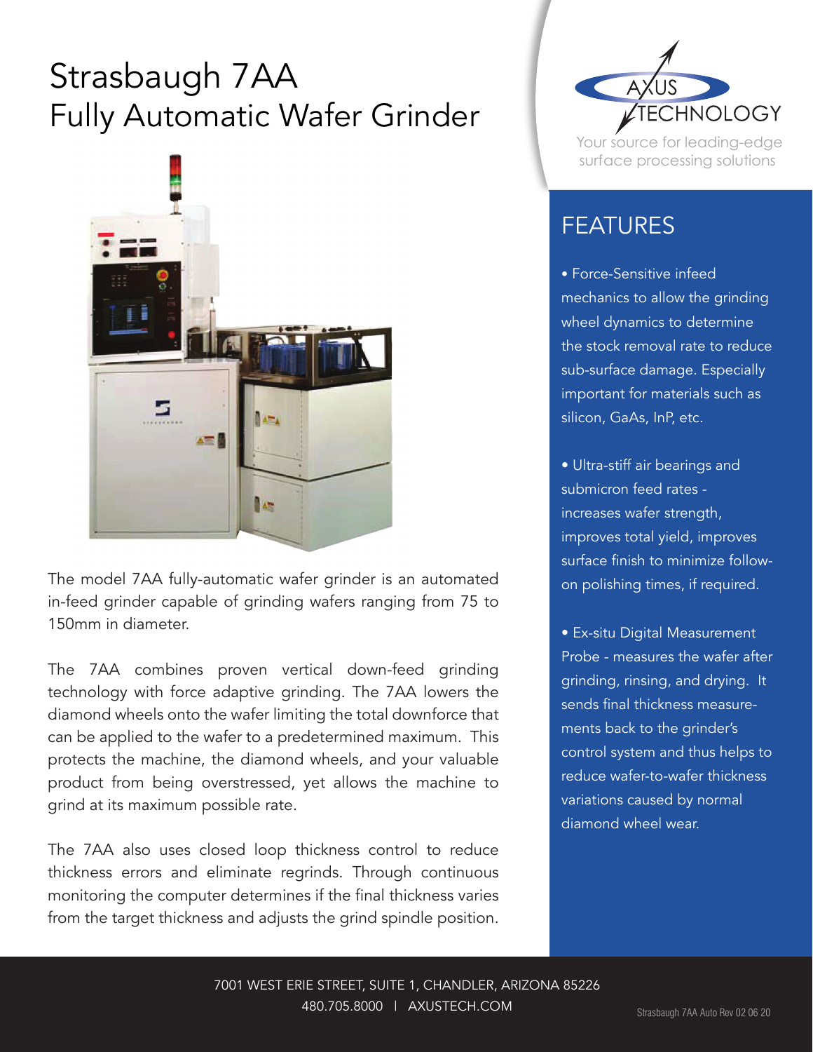# Strasbaugh 7AA
# Fully Automatic Wafer Grinder

AXUS TECHNOLOGY

Your source for leading-edge surface processing solutions

The model 7AA fully-automatic wafer grinder is an automated in-feed grinder capable of grinding wafers ranging from 75 to 150mm in diameter.

The 7AA combines proven vertical down-feed grinding technology with force adaptive grinding. The 7AA lowers the diamond wheels onto the wafer limiting the total downforce that can be applied to the wafer to a predetermined maximum. This protects the machine, the diamond wheels, and your valuable product from being overstressed, yet allows the machine to grind at its maximum possible rate.

The 7AA also uses closed loop thickness control to reduce thickness errors and eliminate regrinds. Through continuous monitoring the computer determines if the final thickness varies from the target thickness and adjusts the grind spindle position.

## FEATURES

- Force-Sensitive infeed mechanics to allow the grinding wheel dynamics to determine the stock removal rate to reduce sub-surface damage. Especially important for materials such as silicon, GaAs, InP, etc.

- Ultra-stiff air bearings and submicron feed rates - increases wafer strength, improves total yield, improves surface finish to minimize follow-on polishing times, if required.

- Ex-situ Digital Measurement Probe - measures the wafer after grinding, rinsing, and drying. It sends final thickness measurements back to the grinder's control system and thus helps to reduce wafer-to-wafer thickness variations caused by normal diamond wheel wear.

7001 WEST ERIE STREET, SUITE 1, CHANDLER, ARIZONA 85226
480.705.8000 | AXUSTECH.COM

Strasbaugh 7AA Auto Rev 02 06 20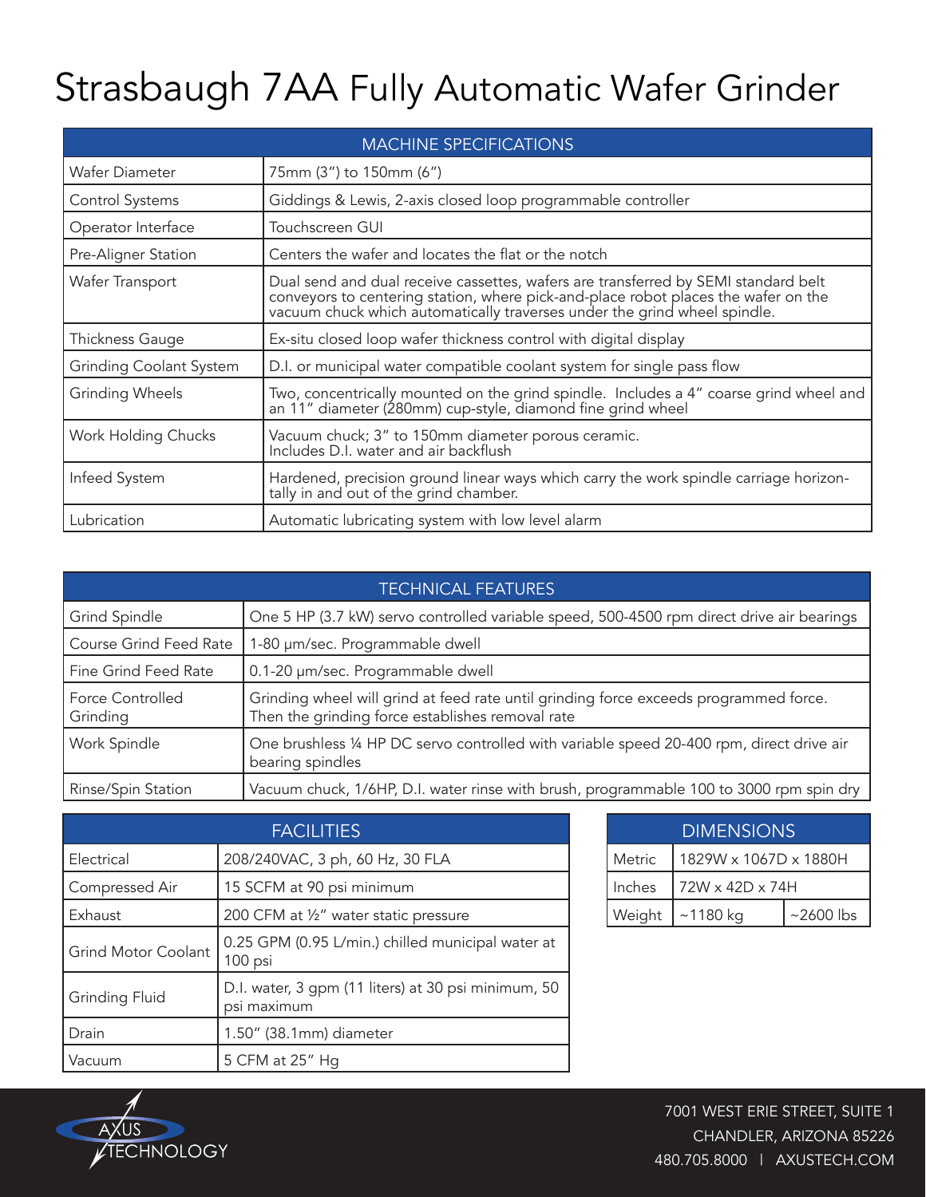# Strasbaugh 7AA Fully Automatic Wafer Grinder

| MACHINE SPECIFICATIONS | |
|---|---|
| Wafer Diameter | 75mm (3") to 150mm (6") |
| Control Systems | Giddings & Lewis, 2-axis closed loop programmable controller |
| Operator Interface | Touchscreen GUI |
| Pre-Aligner Station | Centers the wafer and locates the flat or the notch |
| Wafer Transport | Dual send and dual receive cassettes, wafers are transferred by SEMI standard belt conveyors to centering station, where pick-and-place robot places the wafer on the vacuum chuck which automatically traverses under the grind wheel spindle. |
| Thickness Gauge | Ex-situ closed loop wafer thickness control with digital display |
| Grinding Coolant System | D.I. or municipal water compatible coolant system for single pass flow |
| Grinding Wheels | Two, concentrically mounted on the grind spindle. Includes a 4" coarse grind wheel and an 11" diameter (280mm) cup-style, diamond fine grind wheel |
| Work Holding Chucks | Vacuum chuck; 3" to 150mm diameter porous ceramic. Includes D.I. water and air backflush |
| Infeed System | Hardened, precision ground linear ways which carry the work spindle carriage horizontally in and out of the grind chamber. |
| Lubrication | Automatic lubricating system with low level alarm |

| TECHNICAL FEATURES | |
|---|---|
| Grind Spindle | One 5 HP (3.7 kW) servo controlled variable speed, 500-4500 rpm direct drive air bearings |
| Course Grind Feed Rate | 1-80 µm/sec. Programmable dwell |
| Fine Grind Feed Rate | 0.1-20 µm/sec. Programmable dwell |
| Force Controlled Grinding | Grinding wheel will grind at feed rate until grinding force exceeds programmed force. Then the grinding force establishes removal rate |
| Work Spindle | One brushless ¼ HP DC servo controlled with variable speed 20-400 rpm, direct drive air bearing spindles |
| Rinse/Spin Station | Vacuum chuck, 1/6HP, D.I. water rinse with brush, programmable 100 to 3000 rpm spin dry |

| FACILITIES | |
|---|---|
| Electrical | 208/240VAC, 3 ph, 60 Hz, 30 FLA |
| Compressed Air | 15 SCFM at 90 psi minimum |
| Exhaust | 200 CFM at ½" water static pressure |
| Grind Motor Coolant | 0.25 GPM (0.95 L/min.) chilled municipal water at 100 psi |
| Grinding Fluid | D.I. water, 3 gpm (11 liters) at 30 psi minimum, 50 psi maximum |
| Drain | 1.50" (38.1mm) diameter |
| Vacuum | 5 CFM at 25" Hg |

| DIMENSIONS | | |
|---|---|---|
| Metric | 1829W x 1067D x 1880H | |
| Inches | 72W x 42D x 74H | |
| Weight | ~1180 kg | ~2600 lbs |

AXUS TECHNOLOGY

7001 WEST ERIE STREET, SUITE 1
CHANDLER, ARIZONA 85226
480.705.8000 | AXUSTECH.COM